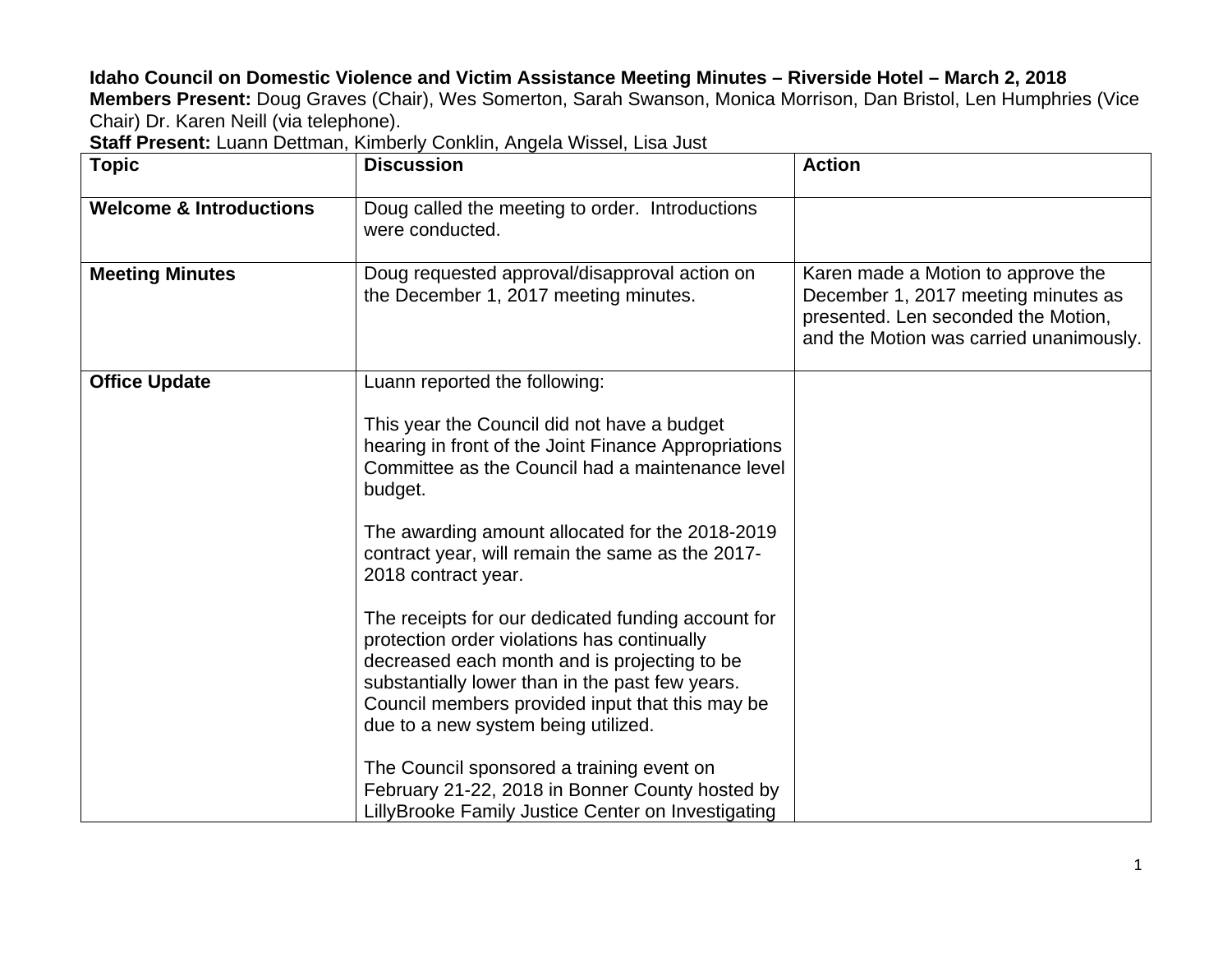**Idaho Council on Domestic Violence and Victim Assistance Meeting Minutes – Riverside Hotel – March 2, 2018**

**Members Present:** Doug Graves (Chair), Wes Somerton, Sarah Swanson, Monica Morrison, Dan Bristol, Len Humphries (Vice Chair) Dr. Karen Neill (via telephone).

**Staff Present:** Luann Dettman, Kimberly Conklin, Angela Wissel, Lisa Just

| **Topic** | **Discussion** | **Action** |
|---|---|---|
| **Welcome & Introductions** | Doug called the meeting to order. Introductions were conducted. | |
| **Meeting Minutes** | Doug requested approval/disapproval action on the December 1, 2017 meeting minutes. | Karen made a Motion to approve the December 1, 2017 meeting minutes as presented. Len seconded the Motion, and the Motion was carried unanimously. |
| **Office Update** | Luann reported the following:<br><br>This year the Council did not have a budget hearing in front of the Joint Finance Appropriations Committee as the Council had a maintenance level budget.<br><br>The awarding amount allocated for the 2018-2019 contract year, will remain the same as the 2017-2018 contract year.<br><br>The receipts for our dedicated funding account for protection order violations has continually decreased each month and is projecting to be substantially lower than in the past few years. Council members provided input that this may be due to a new system being utilized.<br><br>The Council sponsored a training event on February 21-22, 2018 in Bonner County hosted by LillyBrooke Family Justice Center on Investigating | |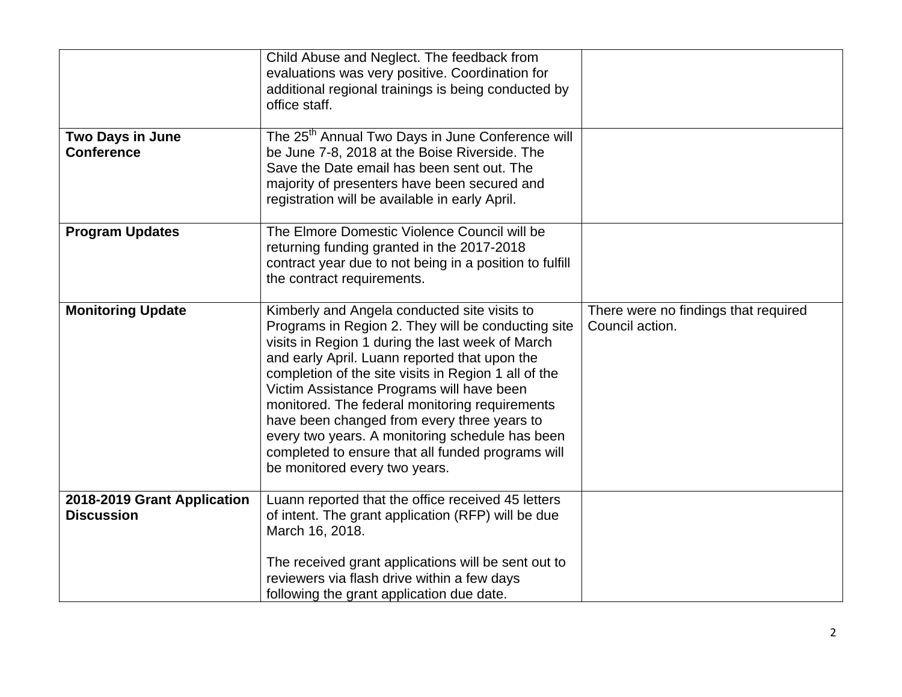| | | |
|---|---|---|
| | Child Abuse and Neglect. The feedback from evaluations was very positive. Coordination for additional regional trainings is being conducted by office staff. | |
| **Two Days in June Conference** | The 25th Annual Two Days in June Conference will be June 7-8, 2018 at the Boise Riverside. The Save the Date email has been sent out. The majority of presenters have been secured and registration will be available in early April. | |
| **Program Updates** | The Elmore Domestic Violence Council will be returning funding granted in the 2017-2018 contract year due to not being in a position to fulfill the contract requirements. | |
| **Monitoring Update** | Kimberly and Angela conducted site visits to Programs in Region 2. They will be conducting site visits in Region 1 during the last week of March and early April. Luann reported that upon the completion of the site visits in Region 1 all of the Victim Assistance Programs will have been monitored. The federal monitoring requirements have been changed from every three years to every two years. A monitoring schedule has been completed to ensure that all funded programs will be monitored every two years. | There were no findings that required Council action. |
| **2018-2019 Grant Application Discussion** | Luann reported that the office received 45 letters of intent. The grant application (RFP) will be due March 16, 2018.<br><br>The received grant applications will be sent out to reviewers via flash drive within a few days following the grant application due date. | |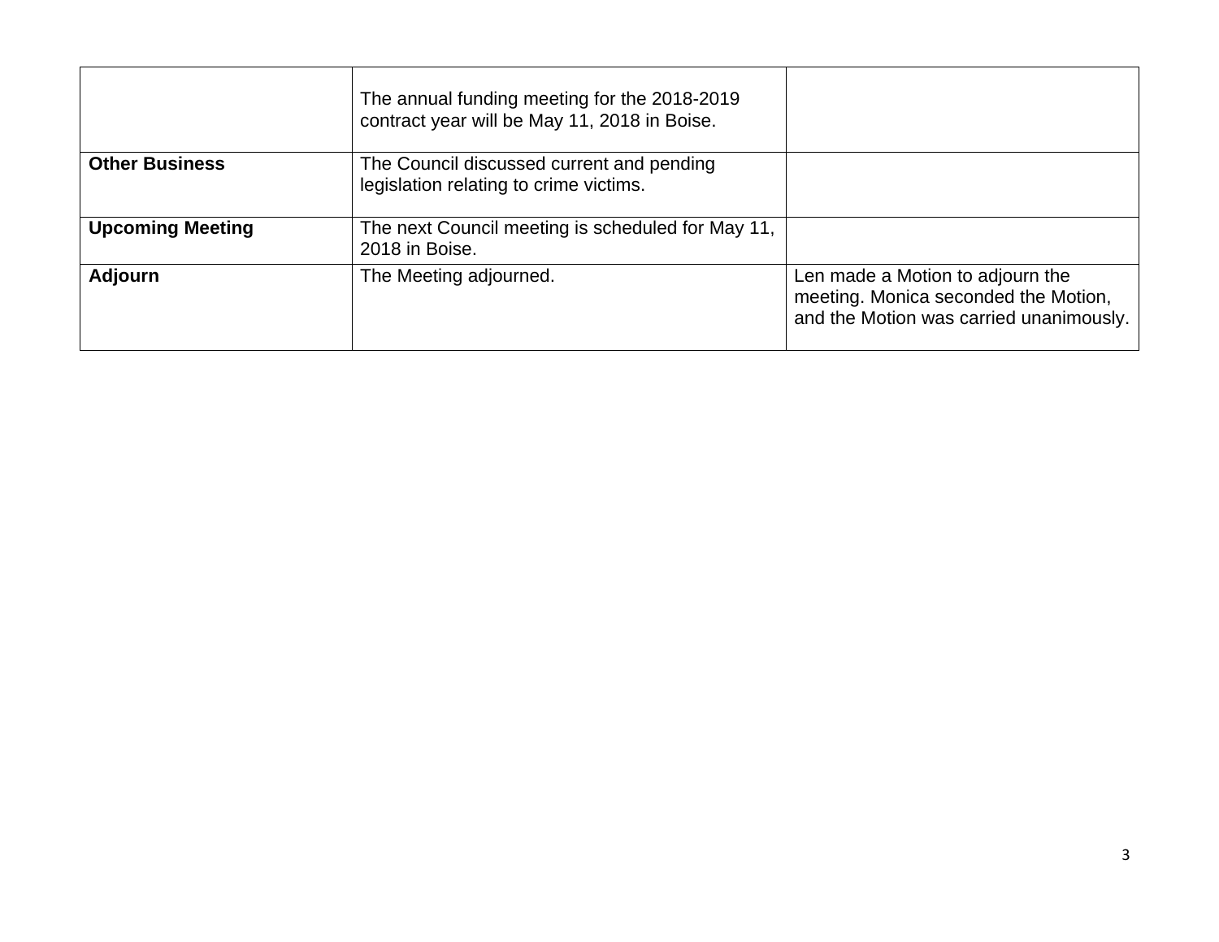| | | |
|---|---|---|
| | The annual funding meeting for the 2018-2019 contract year will be May 11, 2018 in Boise. | |
| **Other Business** | The Council discussed current and pending legislation relating to crime victims. | |
| **Upcoming Meeting** | The next Council meeting is scheduled for May 11, 2018 in Boise. | |
| **Adjourn** | The Meeting adjourned. | Len made a Motion to adjourn the meeting. Monica seconded the Motion, and the Motion was carried unanimously. |